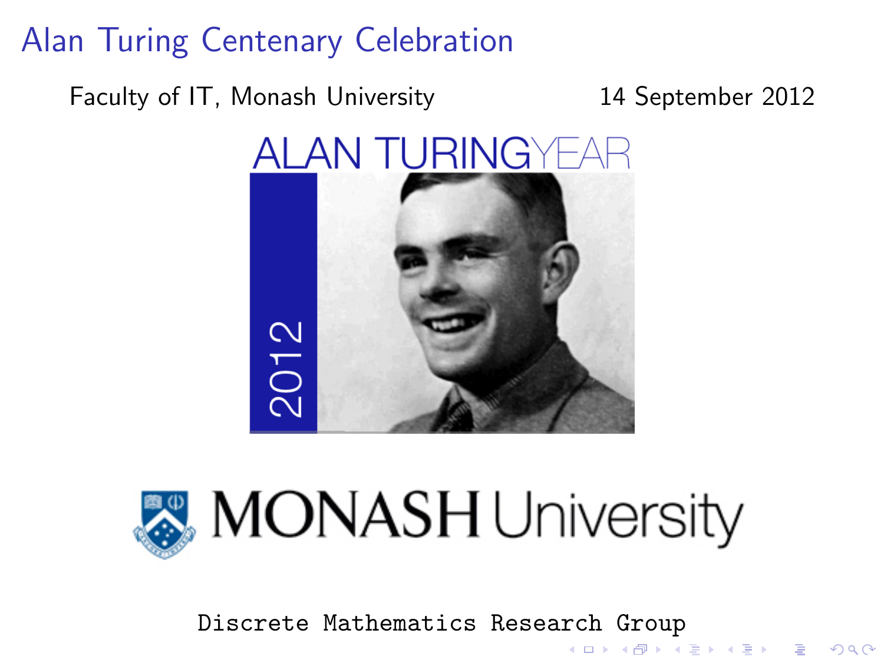# Alan Turing Centenary Celebration

Faculty of IT, Monash University

14 September 2012

ALAN TURING YEAR 2012

MONASH University

Discrete Mathematics Research Group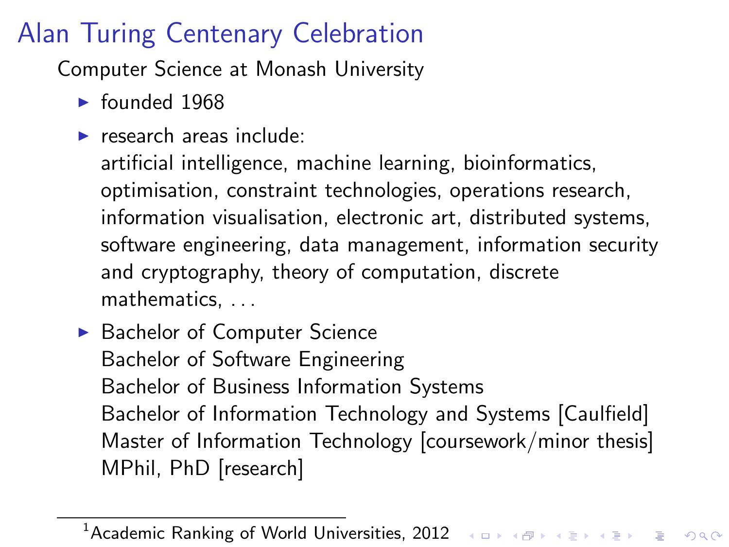# Alan Turing Centenary Celebration

Computer Science at Monash University

- founded 1968
- research areas include:
  artificial intelligence, machine learning, bioinformatics, optimisation, constraint technologies, operations research, information visualisation, electronic art, distributed systems, software engineering, data management, information security and cryptography, theory of computation, discrete mathematics, . . .
- Bachelor of Computer Science
  Bachelor of Software Engineering
  Bachelor of Business Information Systems
  Bachelor of Information Technology and Systems [Caulfield]
  Master of Information Technology [coursework/minor thesis]
  MPhil, PhD [research]

---

[1] Academic Ranking of World Universities, 2012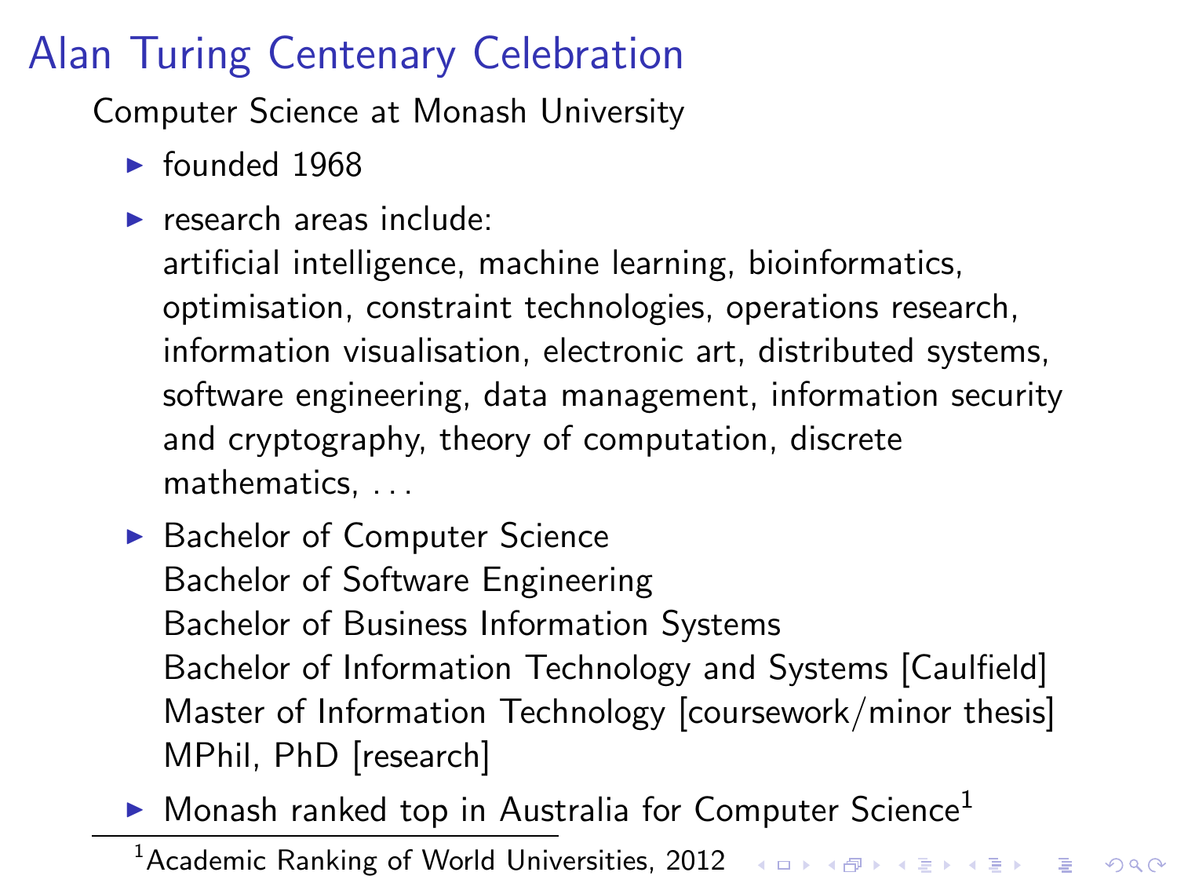# Alan Turing Centenary Celebration

Computer Science at Monash University

- founded 1968
- research areas include:
  artificial intelligence, machine learning, bioinformatics, optimisation, constraint technologies, operations research, information visualisation, electronic art, distributed systems, software engineering, data management, information security and cryptography, theory of computation, discrete mathematics, ...
- Bachelor of Computer Science
  Bachelor of Software Engineering
  Bachelor of Business Information Systems
  Bachelor of Information Technology and Systems [Caulfield]
  Master of Information Technology [coursework/minor thesis]
  MPhil, PhD [research]
- Monash ranked top in Australia for Computer Science[1]

[1] Academic Ranking of World Universities, 2012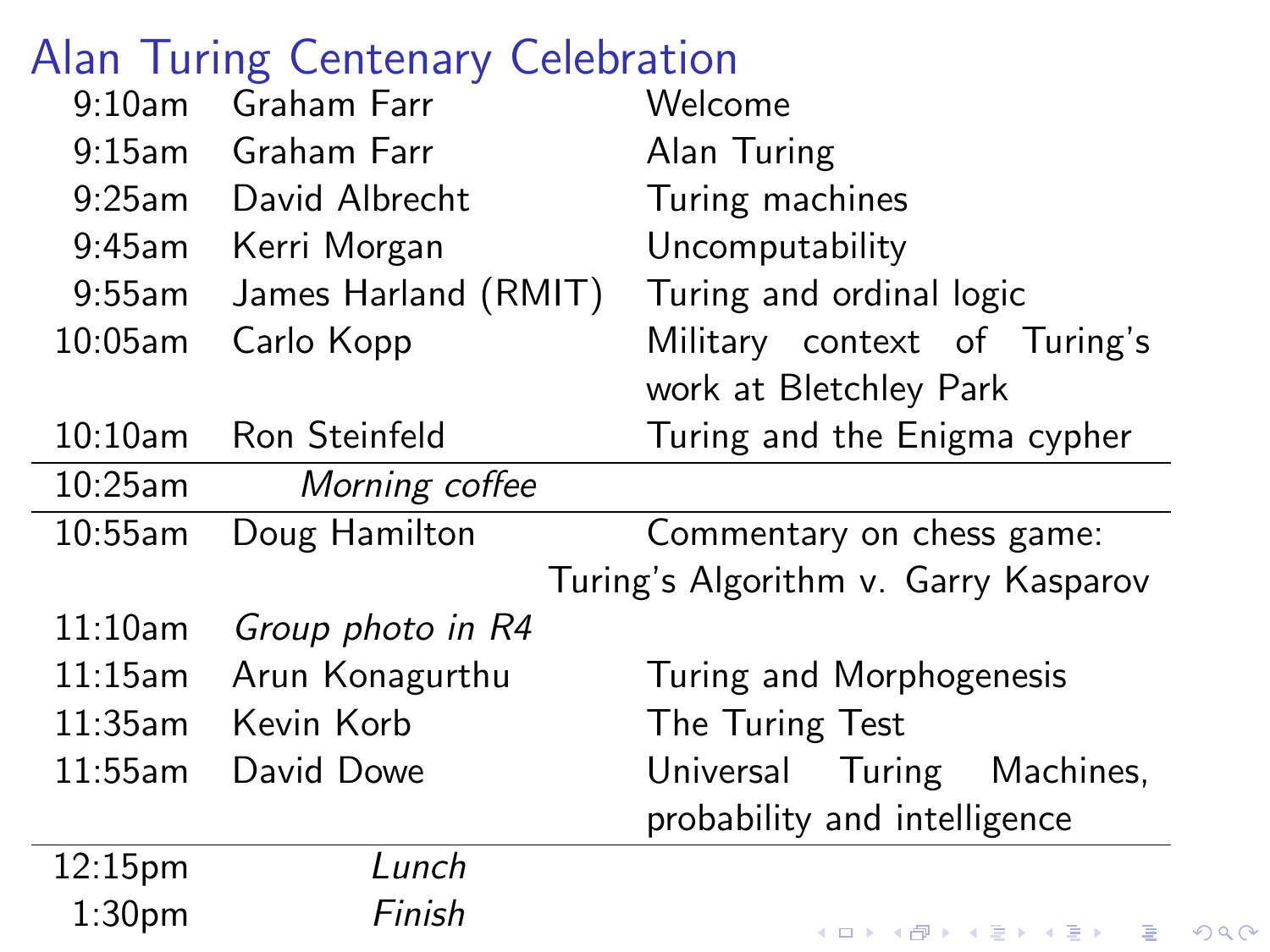# Alan Turing Centenary Celebration

| Time | Speaker | Topic |
| --- | --- | --- |
| 9:10am | Graham Farr | Welcome |
| 9:15am | Graham Farr | Alan Turing |
| 9:25am | David Albrecht | Turing machines |
| 9:45am | Kerri Morgan | Uncomputability |
| 9:55am | James Harland (RMIT) | Turing and ordinal logic |
| 10:05am | Carlo Kopp | Military context of Turing's work at Bletchley Park |
| 10:10am | Ron Steinfeld | Turing and the Enigma cypher |
| 10:25am | *Morning coffee* | |
| 10:55am | Doug Hamilton | Commentary on chess game: Turing's Algorithm v. Garry Kasparov |
| 11:10am | *Group photo in R4* | |
| 11:15am | Arun Konagurthu | Turing and Morphogenesis |
| 11:35am | Kevin Korb | The Turing Test |
| 11:55am | David Dowe | Universal Turing Machines, probability and intelligence |
| 12:15pm | *Lunch* | |
| 1:30pm | *Finish* | |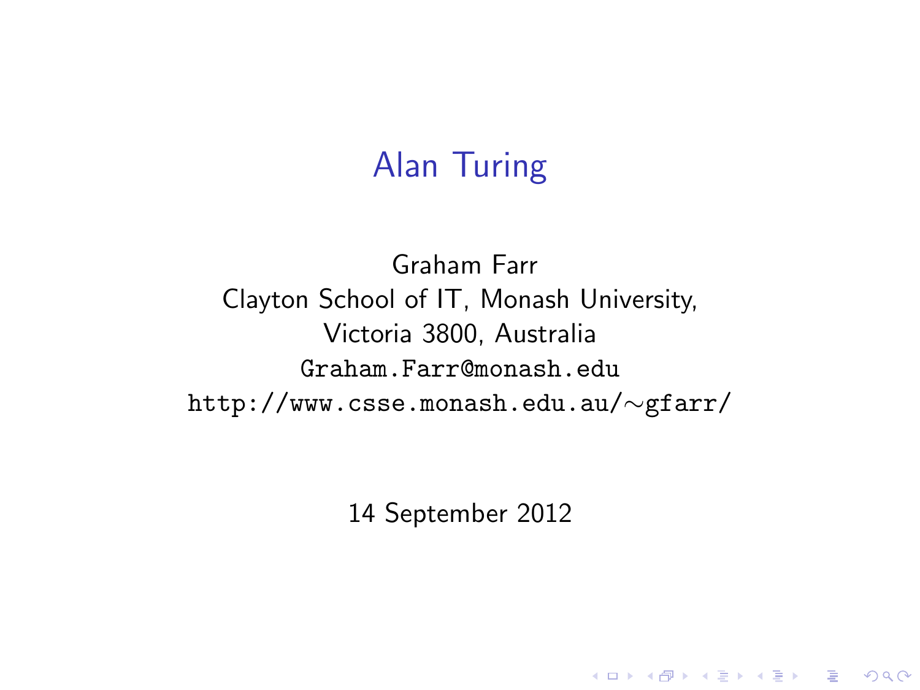# Alan Turing

Graham Farr
Clayton School of IT, Monash University,
Victoria 3800, Australia
Graham.Farr@monash.edu
http://www.csse.monash.edu.au/~gfarr/

14 September 2012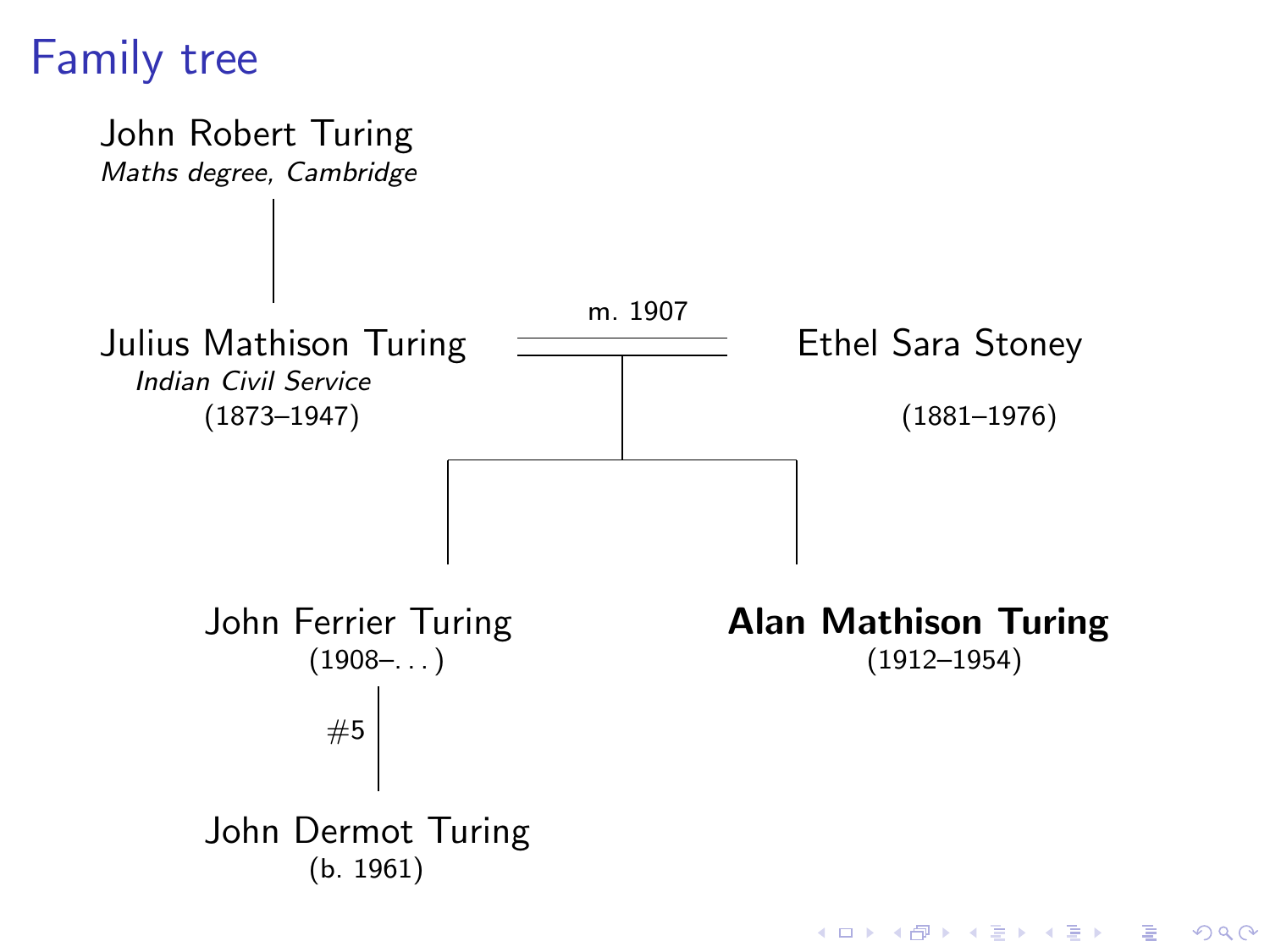# Family tree

John Robert Turing
*Maths degree, Cambridge*

Julius Mathison Turing
*Indian Civil Service*
(1873–1947)

m. 1907

Ethel Sara Stoney
(1881–1976)

John Ferrier Turing
(1908–. . . )

**Alan Mathison Turing**
(1912–1954)

#5

John Dermot Turing
(b. 1961)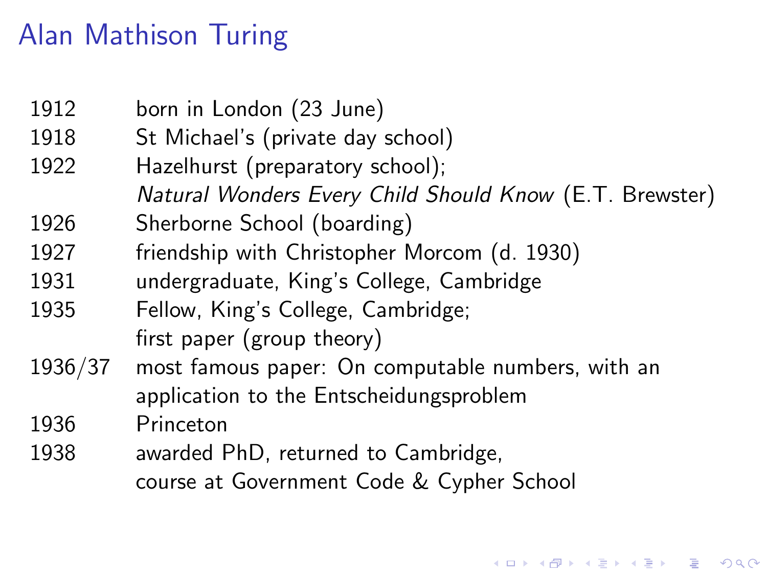# Alan Mathison Turing

| | |
|---|---|
| 1912 | born in London (23 June) |
| 1918 | St Michael's (private day school) |
| 1922 | Hazelhurst (preparatory school); *Natural Wonders Every Child Should Know* (E.T. Brewster) |
| 1926 | Sherborne School (boarding) |
| 1927 | friendship with Christopher Morcom (d. 1930) |
| 1931 | undergraduate, King's College, Cambridge |
| 1935 | Fellow, King's College, Cambridge; first paper (group theory) |
| 1936/37 | most famous paper: On computable numbers, with an application to the Entscheidungsproblem |
| 1936 | Princeton |
| 1938 | awarded PhD, returned to Cambridge, course at Government Code & Cypher School |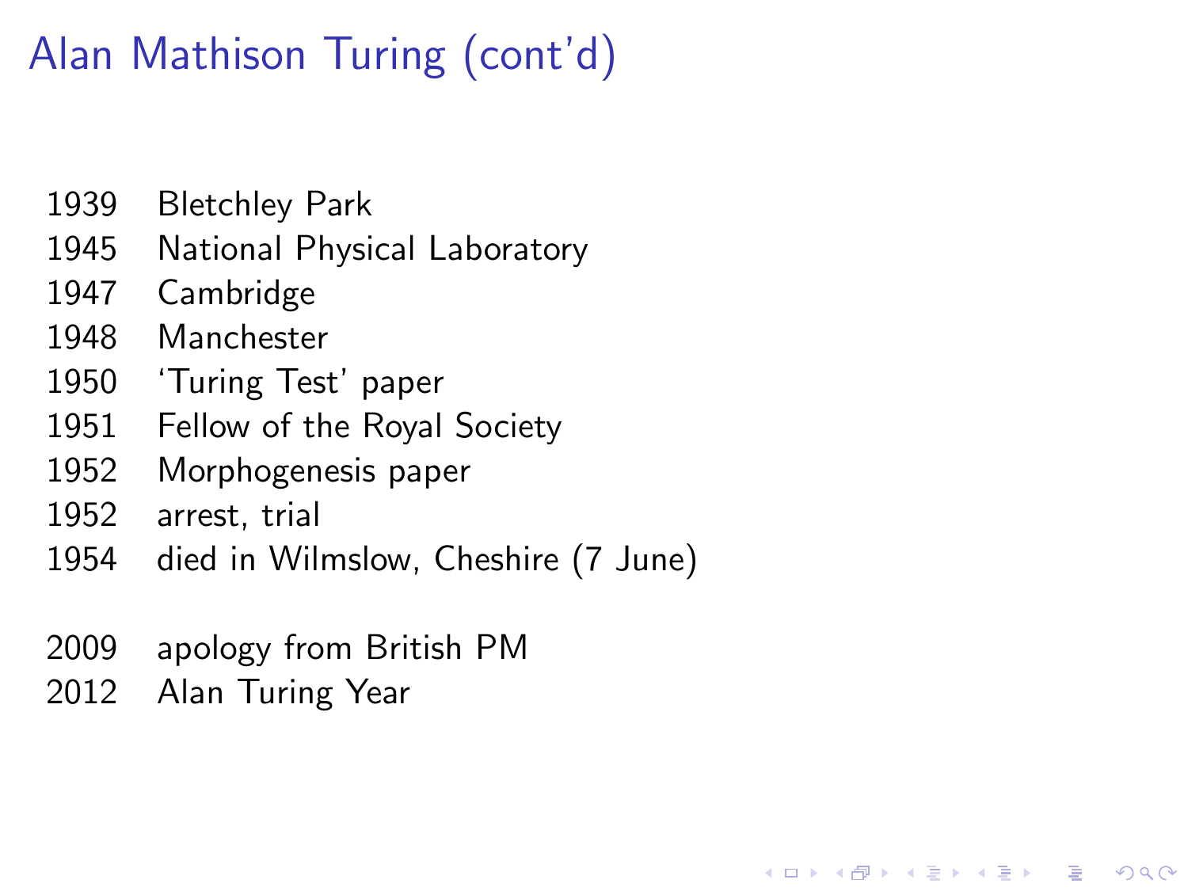# Alan Mathison Turing (cont'd)

| | |
|---|---|
| 1939 | Bletchley Park |
| 1945 | National Physical Laboratory |
| 1947 | Cambridge |
| 1948 | Manchester |
| 1950 | 'Turing Test' paper |
| 1951 | Fellow of the Royal Society |
| 1952 | Morphogenesis paper |
| 1952 | arrest, trial |
| 1954 | died in Wilmslow, Cheshire (7 June) |
| | |
| 2009 | apology from British PM |
| 2012 | Alan Turing Year |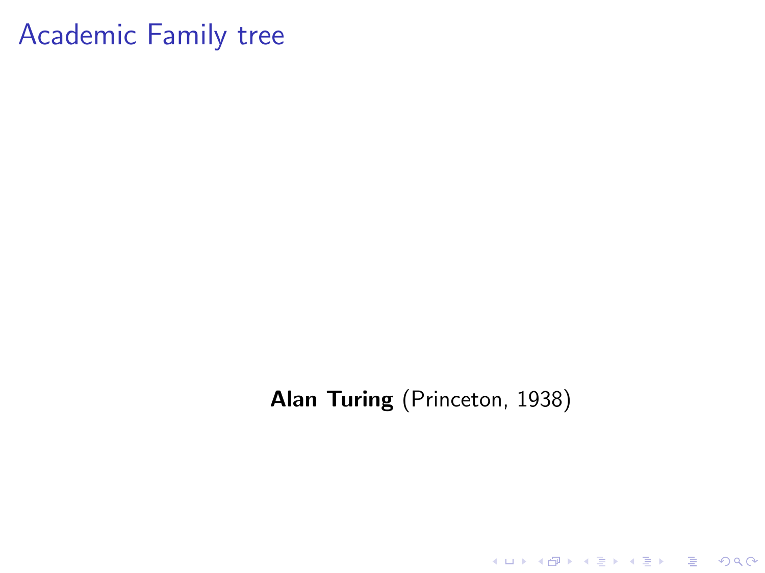# Academic Family tree

**Alan Turing** (Princeton, 1938)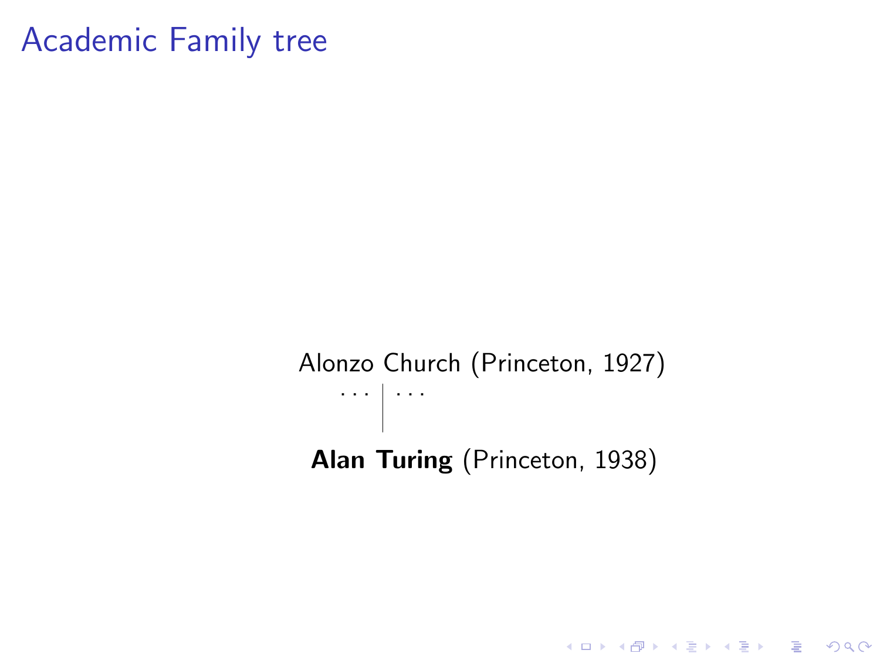# Academic Family tree

Alonzo Church (Princeton, 1927)

. . . | . . .

**Alan Turing** (Princeton, 1938)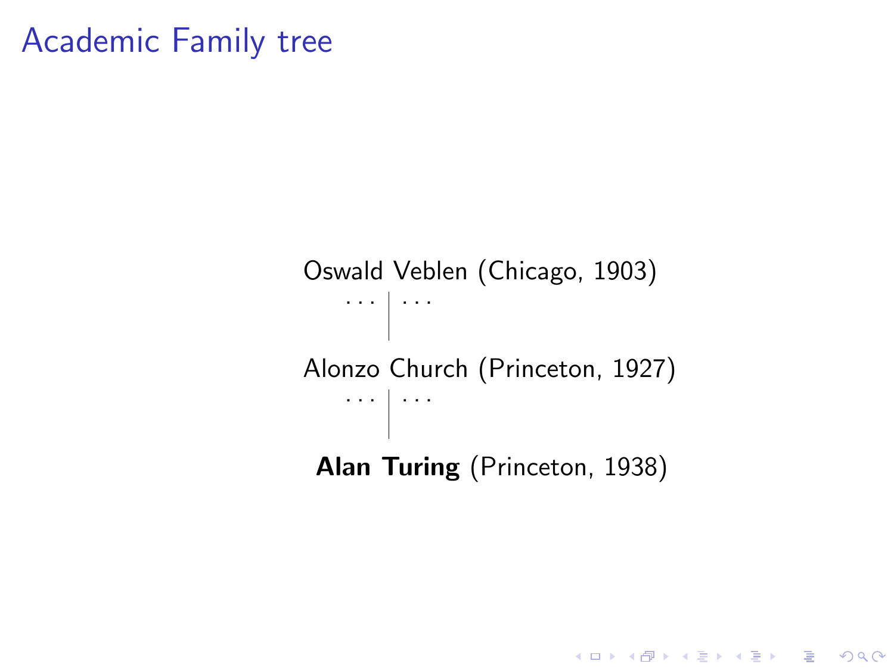# Academic Family tree

Oswald Veblen (Chicago, 1903)

... | ...

Alonzo Church (Princeton, 1927)

... | ...

**Alan Turing** (Princeton, 1938)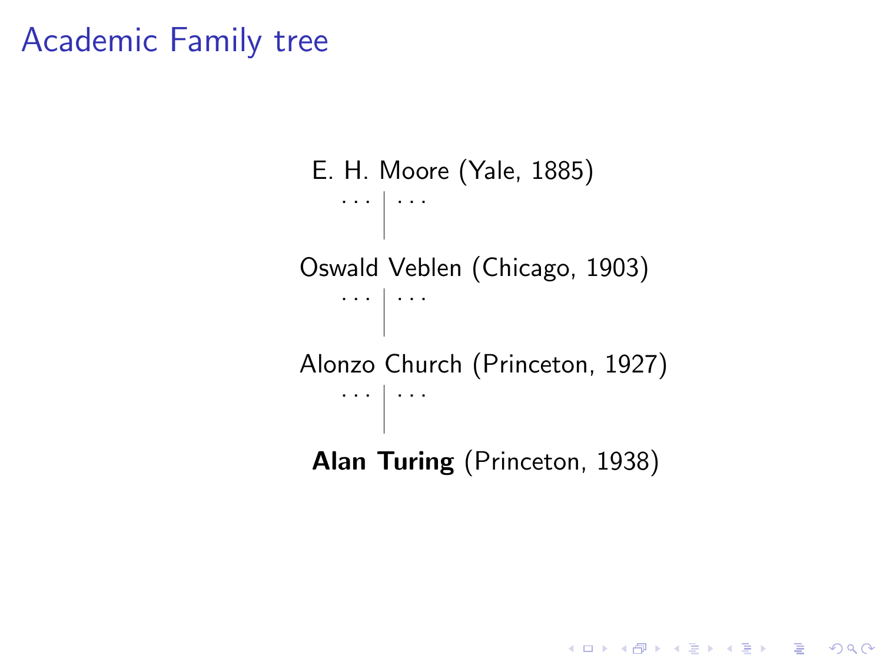# Academic Family tree

E. H. Moore (Yale, 1885)

. . . | . . .

Oswald Veblen (Chicago, 1903)

. . . | . . .

Alonzo Church (Princeton, 1927)

. . . | . . .

**Alan Turing** (Princeton, 1938)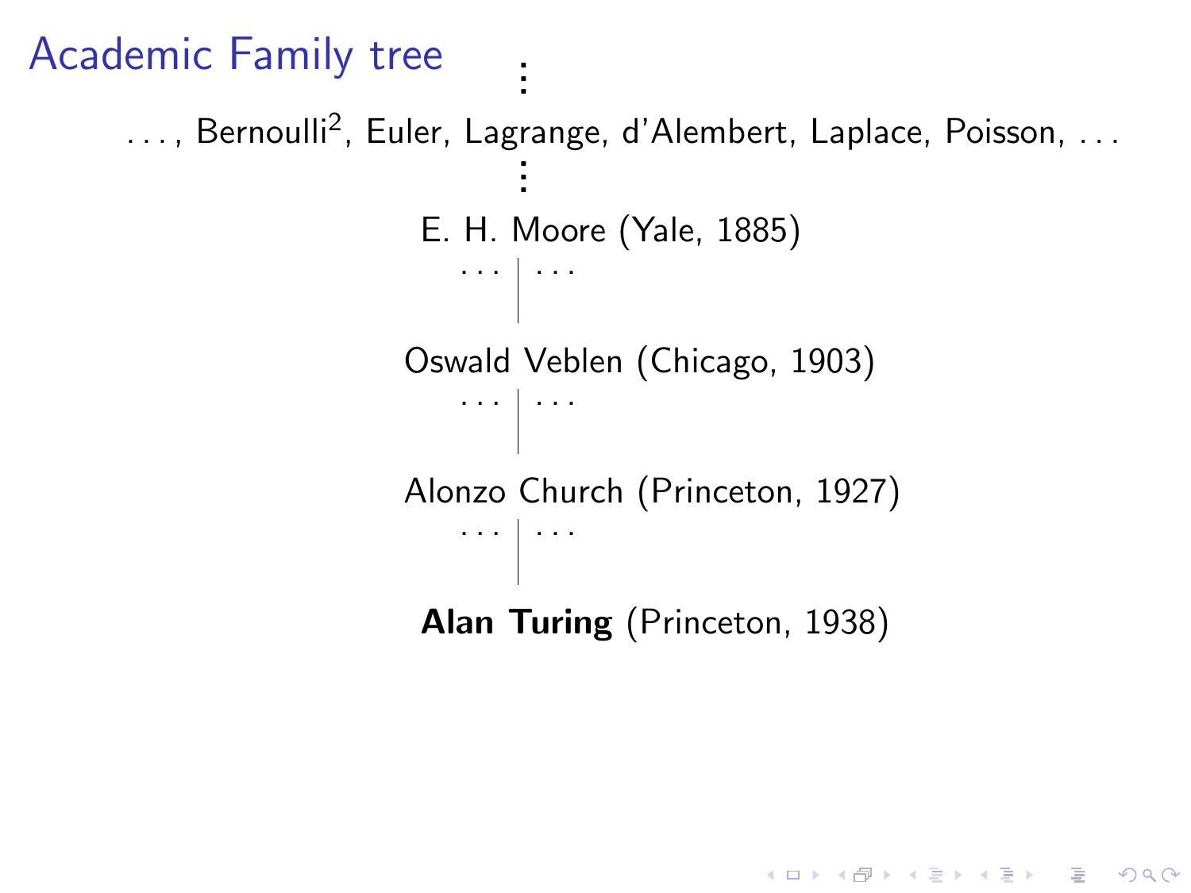# Academic Family tree

⋮

. . . , Bernoulli$^2$, Euler, Lagrange, d'Alembert, Laplace, Poisson, . . .

⋮

E. H. Moore (Yale, 1885)

. . . | . . .

Oswald Veblen (Chicago, 1903)

. . . | . . .

Alonzo Church (Princeton, 1927)

. . . | . . .

**Alan Turing** (Princeton, 1938)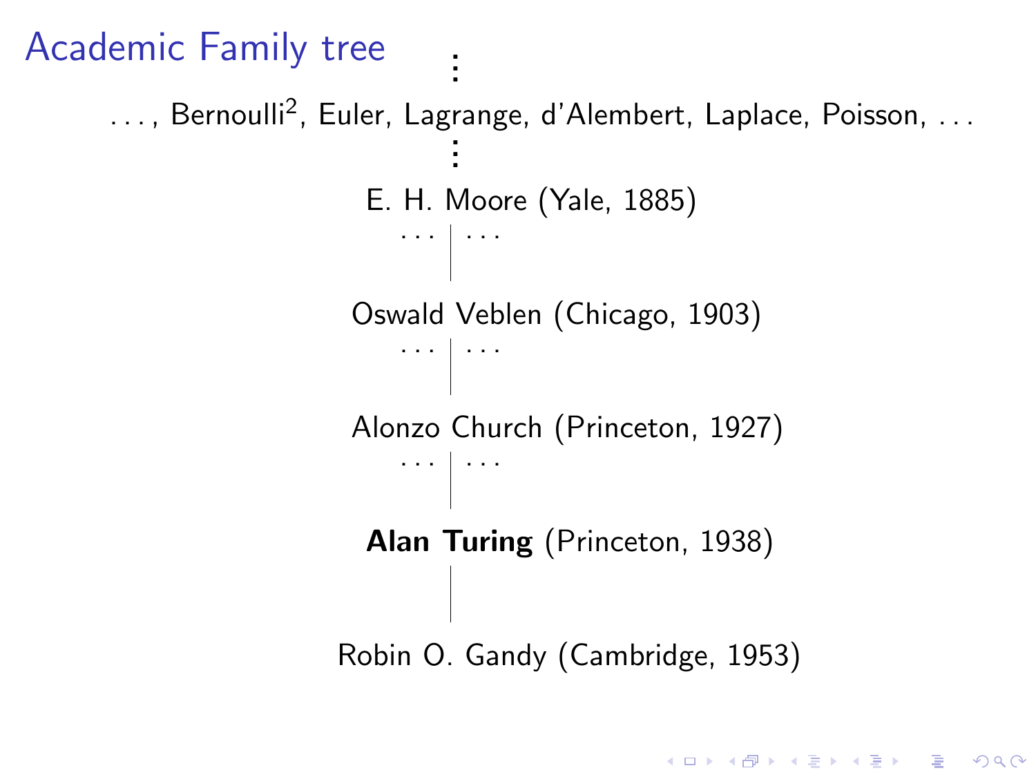# Academic Family tree

⋮

. . . , Bernoulli$^2$, Euler, Lagrange, d'Alembert, Laplace, Poisson, . . .

⋮

E. H. Moore (Yale, 1885)

. . . | . . .

Oswald Veblen (Chicago, 1903)

. . . | . . .

Alonzo Church (Princeton, 1927)

. . . | . . .

**Alan Turing** (Princeton, 1938)

|

Robin O. Gandy (Cambridge, 1953)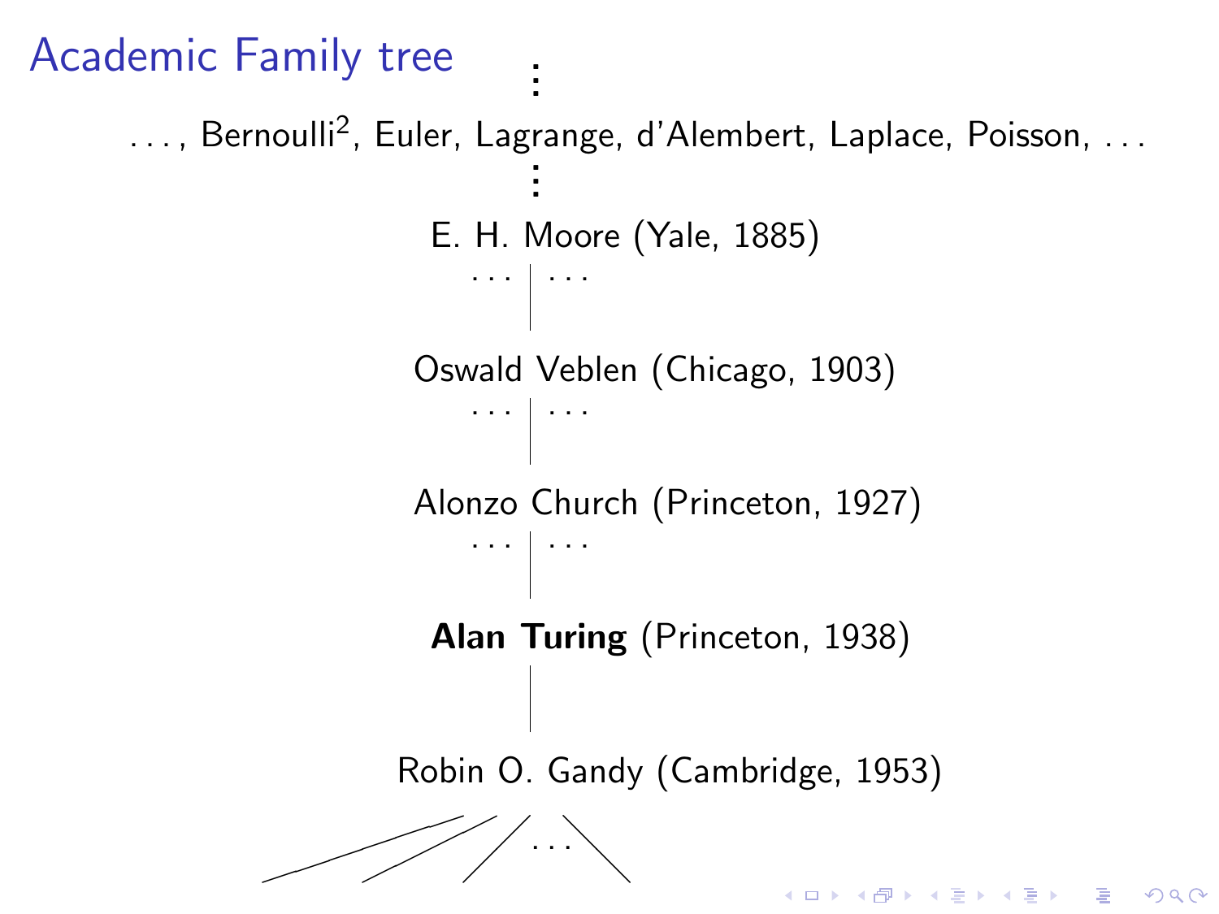# Academic Family tree

⋮

. . . , Bernoulli$^2$, Euler, Lagrange, d'Alembert, Laplace, Poisson, . . .

⋮

E. H. Moore (Yale, 1885)

. . . | . . .

Oswald Veblen (Chicago, 1903)

. . . | . . .

Alonzo Church (Princeton, 1927)

. . . | . . .

**Alan Turing** (Princeton, 1938)

|

Robin O. Gandy (Cambridge, 1953)

. . .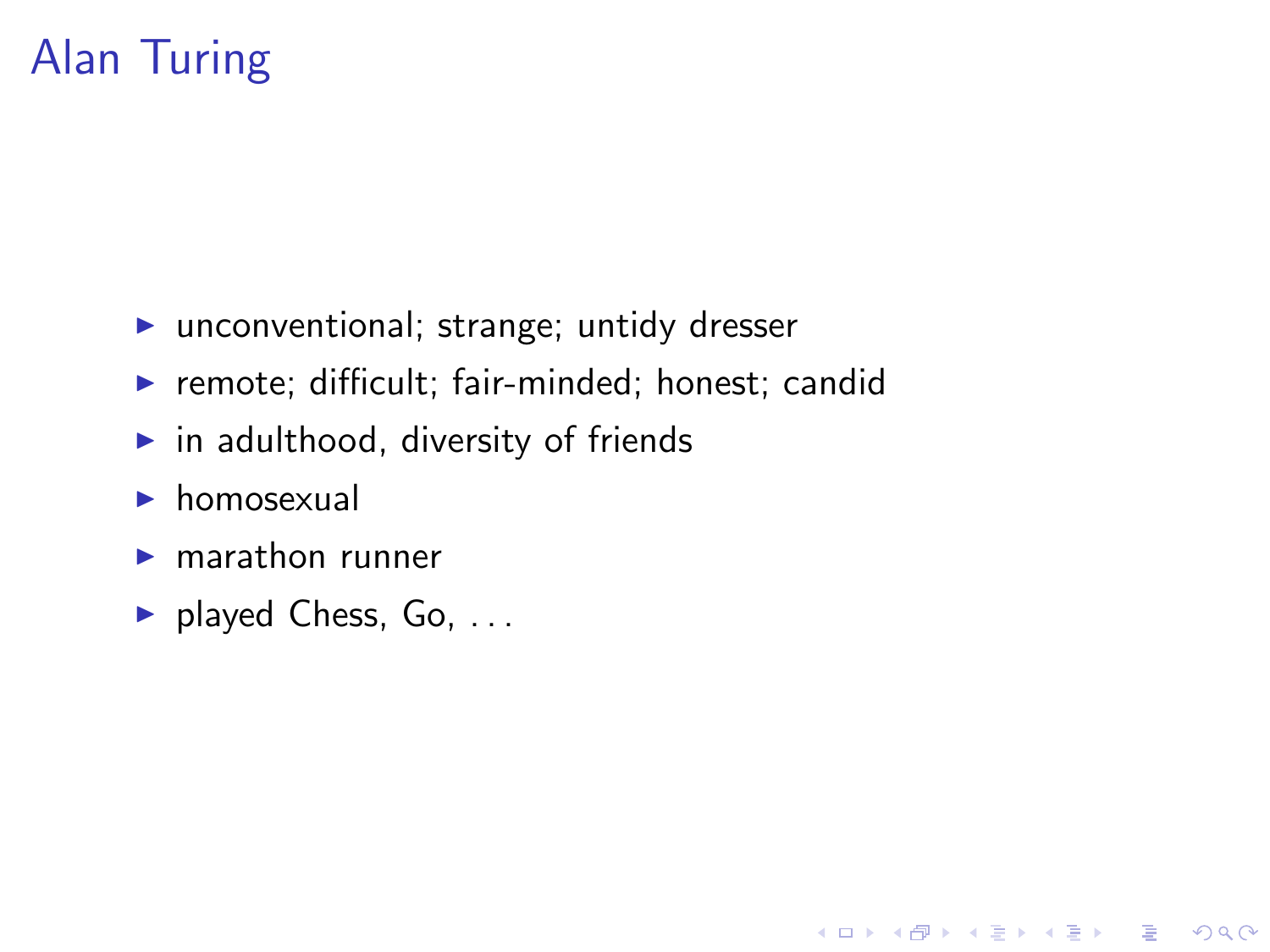# Alan Turing

- unconventional; strange; untidy dresser
- remote; difficult; fair-minded; honest; candid
- in adulthood, diversity of friends
- homosexual
- marathon runner
- played Chess, Go, . . .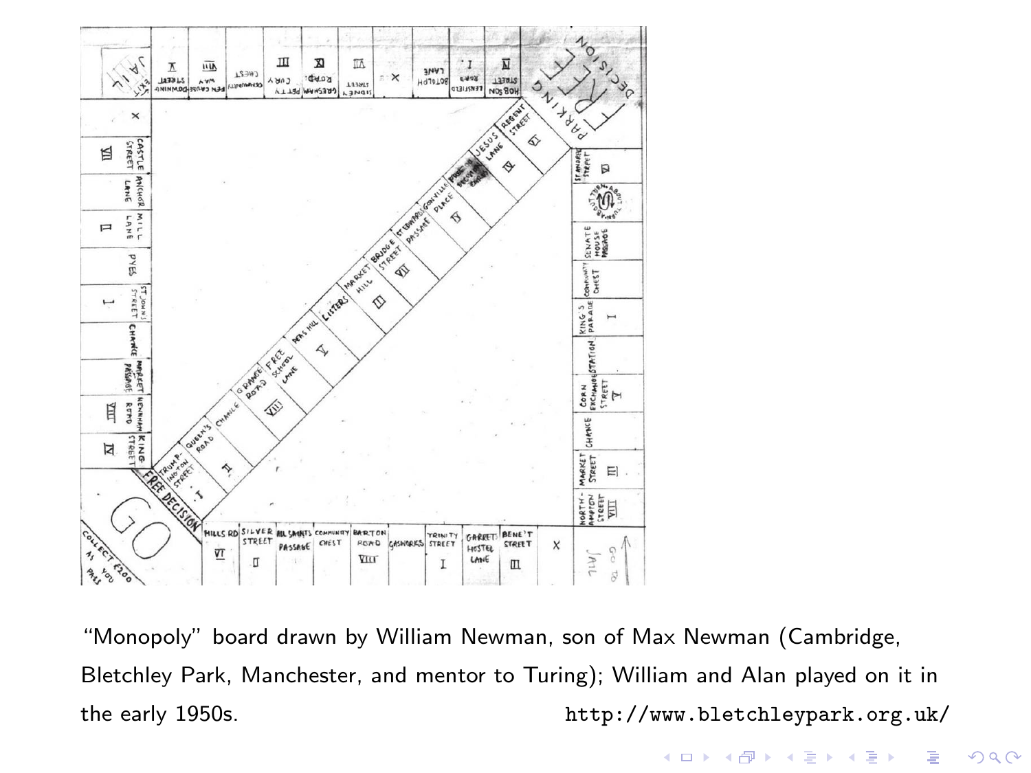“Monopoly” board drawn by William Newman, son of Max Newman (Cambridge, Bletchley Park, Manchester, and mentor to Turing); William and Alan played on it in the early 1950s. http://www.bletchleypark.org.uk/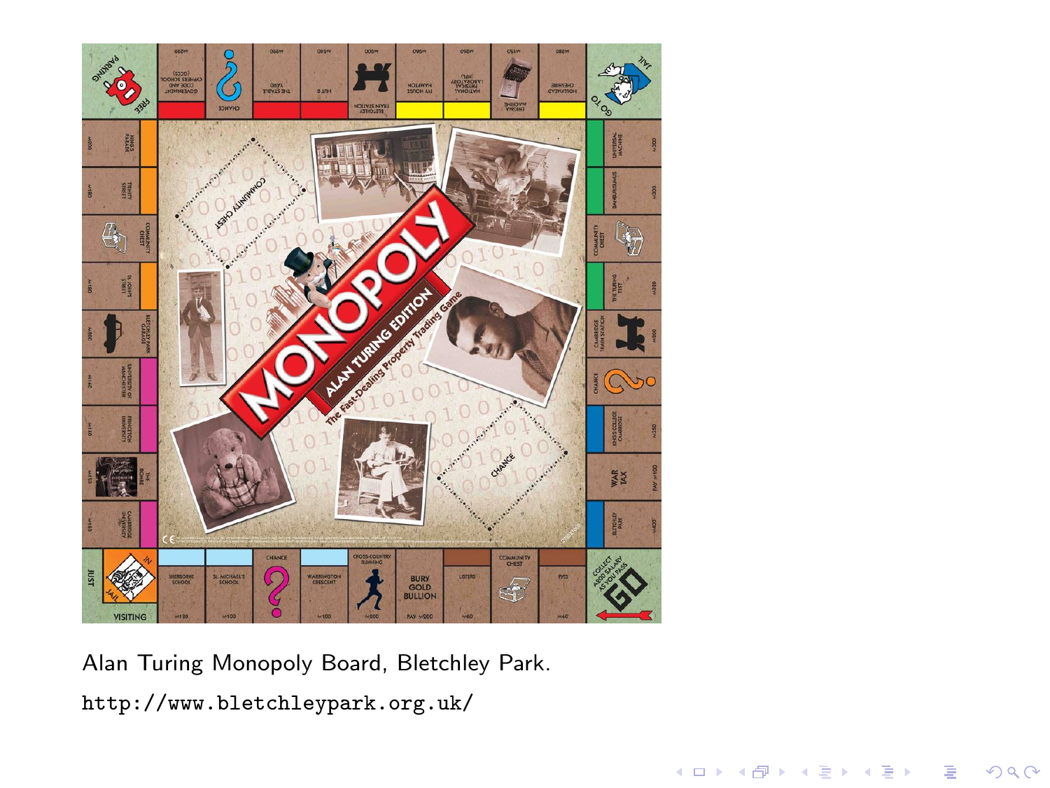Alan Turing Monopoly Board, Bletchley Park.

http://www.bletchleypark.org.uk/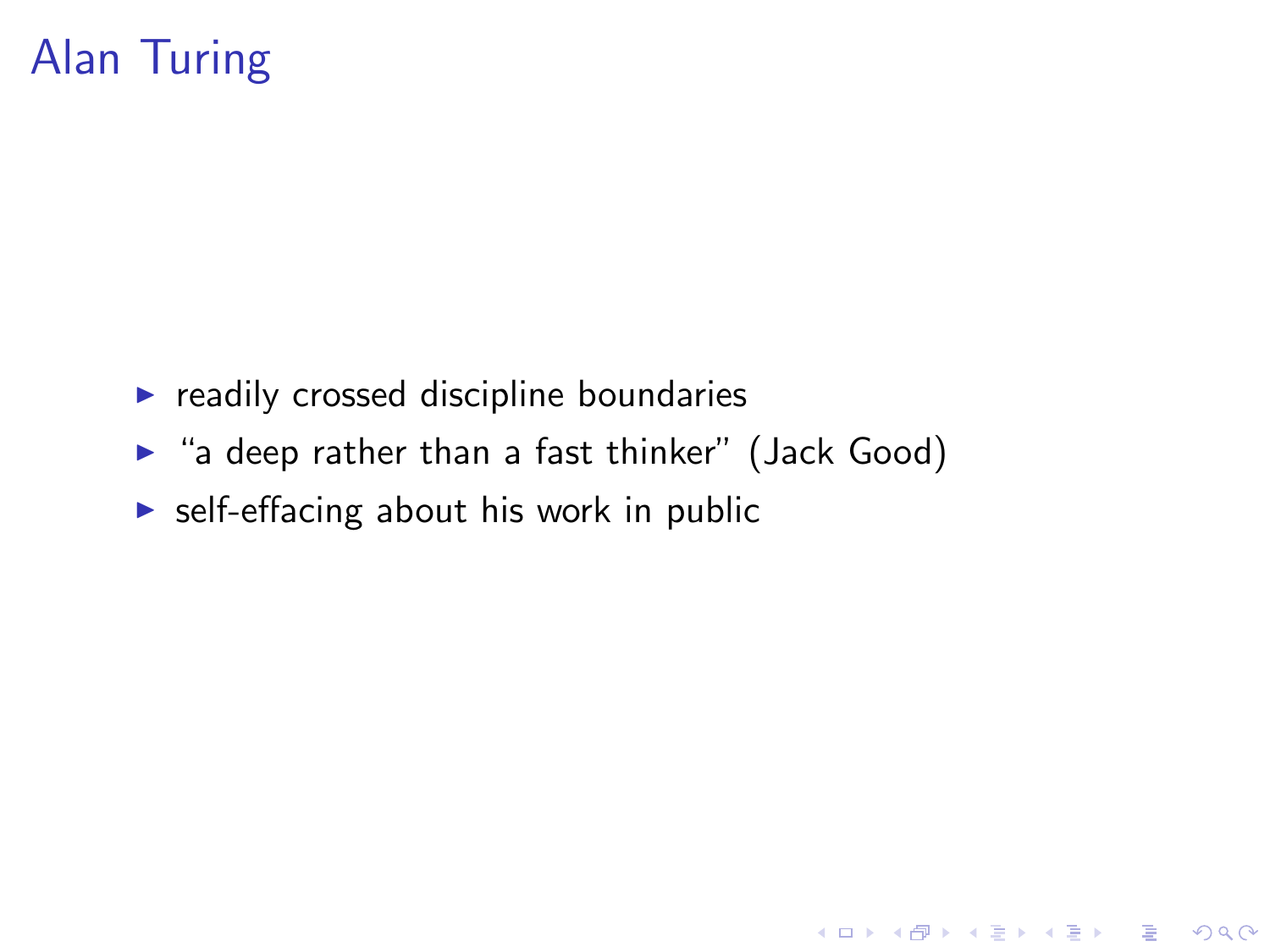# Alan Turing

- readily crossed discipline boundaries
- "a deep rather than a fast thinker" (Jack Good)
- self-effacing about his work in public